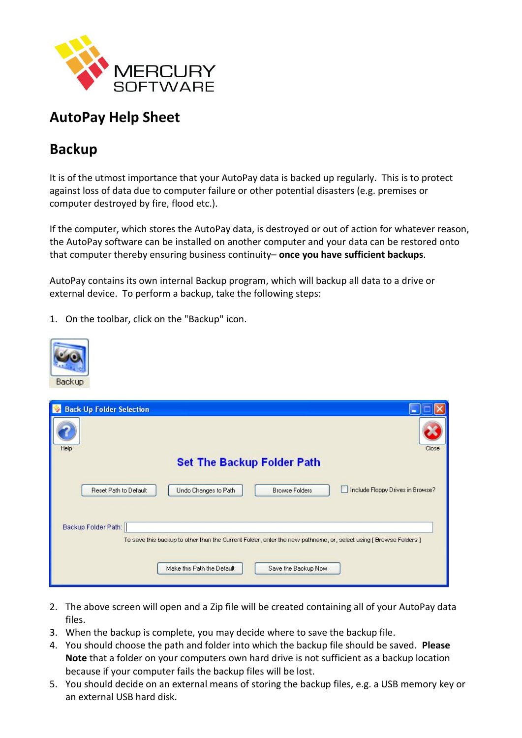MERCURY SOFTWARE

# AutoPay Help Sheet

## Backup

It is of the utmost importance that your AutoPay data is backed up regularly. This is to protect against loss of data due to computer failure or other potential disasters (e.g. premises or computer destroyed by fire, flood etc.).

If the computer, which stores the AutoPay data, is destroyed or out of action for whatever reason, the AutoPay software can be installed on another computer and your data can be restored onto that computer thereby ensuring business continuity– **once you have sufficient backups**.

AutoPay contains its own internal Backup program, which will backup all data to a drive or external device. To perform a backup, take the following steps:

1. On the toolbar, click on the "Backup" icon.

2. The above screen will open and a Zip file will be created containing all of your AutoPay data files.
3. When the backup is complete, you may decide where to save the backup file.
4. You should choose the path and folder into which the backup file should be saved. **Please Note** that a folder on your computers own hard drive is not sufficient as a backup location because if your computer fails the backup files will be lost.
5. You should decide on an external means of storing the backup files, e.g. a USB memory key or an external USB hard disk.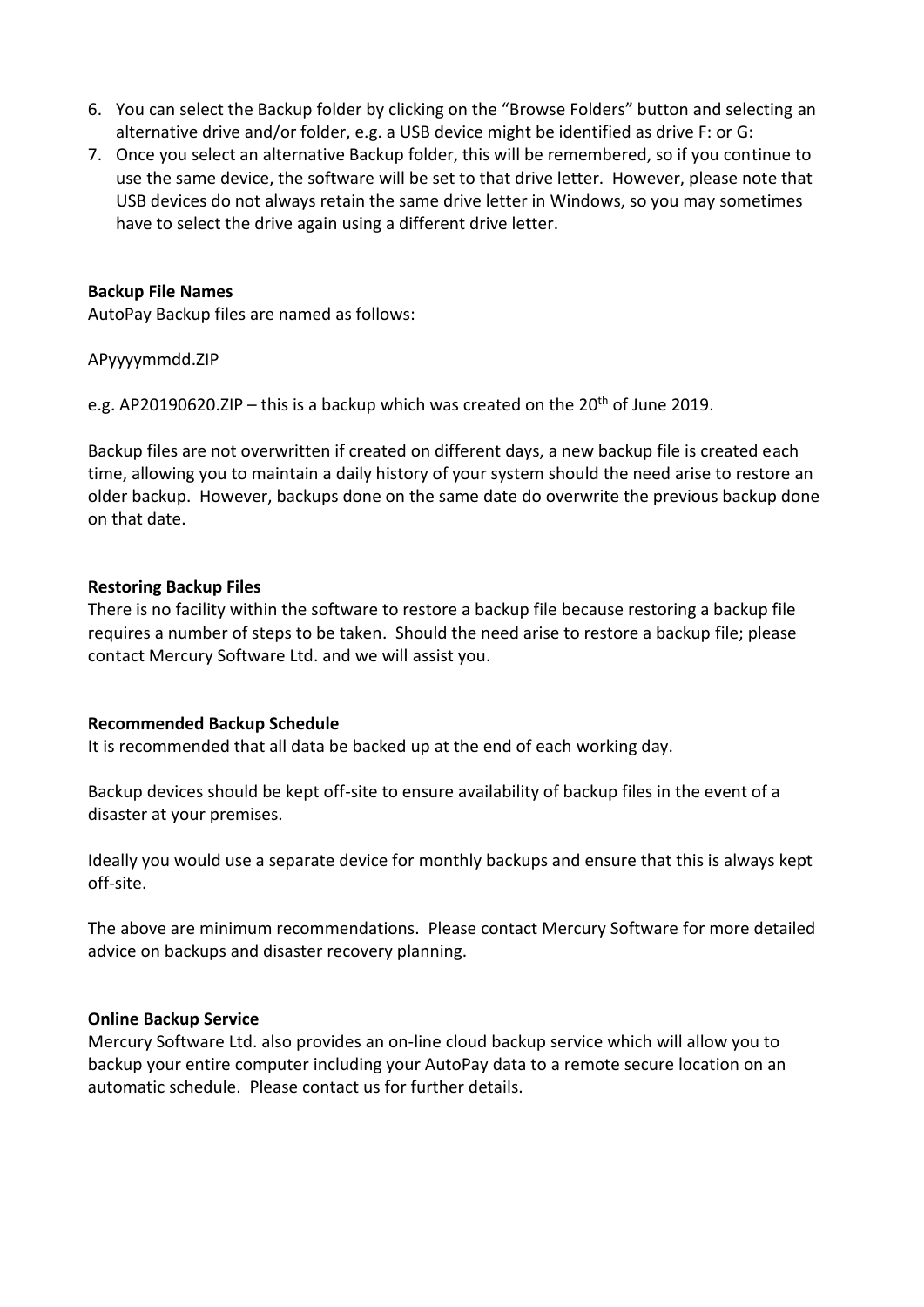6. You can select the Backup folder by clicking on the "Browse Folders" button and selecting an alternative drive and/or folder, e.g. a USB device might be identified as drive F: or G:
7. Once you select an alternative Backup folder, this will be remembered, so if you continue to use the same device, the software will be set to that drive letter. However, please note that USB devices do not always retain the same drive letter in Windows, so you may sometimes have to select the drive again using a different drive letter.

**Backup File Names**

AutoPay Backup files are named as follows:

APyyyymmdd.ZIP

e.g. AP20190620.ZIP – this is a backup which was created on the 20th of June 2019.

Backup files are not overwritten if created on different days, a new backup file is created each time, allowing you to maintain a daily history of your system should the need arise to restore an older backup. However, backups done on the same date do overwrite the previous backup done on that date.

**Restoring Backup Files**

There is no facility within the software to restore a backup file because restoring a backup file requires a number of steps to be taken. Should the need arise to restore a backup file; please contact Mercury Software Ltd. and we will assist you.

**Recommended Backup Schedule**

It is recommended that all data be backed up at the end of each working day.

Backup devices should be kept off-site to ensure availability of backup files in the event of a disaster at your premises.

Ideally you would use a separate device for monthly backups and ensure that this is always kept off-site.

The above are minimum recommendations. Please contact Mercury Software for more detailed advice on backups and disaster recovery planning.

**Online Backup Service**

Mercury Software Ltd. also provides an on-line cloud backup service which will allow you to backup your entire computer including your AutoPay data to a remote secure location on an automatic schedule. Please contact us for further details.